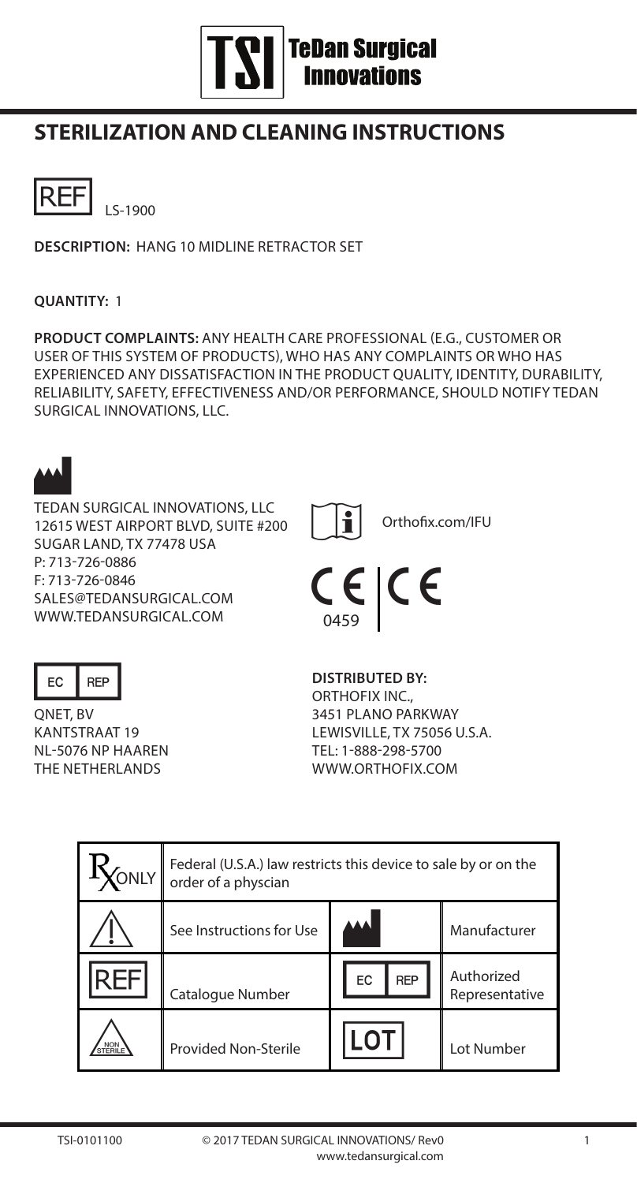TeDan Surgical Innovations

# STERILIZATION AND CLEANING INSTRUCTIONS

REF LS-1900

**DESCRIPTION:** HANG 10 MIDLINE RETRACTOR SET

**QUANTITY:** 1

**PRODUCT COMPLAINTS:** ANY HEALTH CARE PROFESSIONAL (E.G., CUSTOMER OR USER OF THIS SYSTEM OF PRODUCTS), WHO HAS ANY COMPLAINTS OR WHO HAS EXPERIENCED ANY DISSATISFACTION IN THE PRODUCT QUALITY, IDENTITY, DURABILITY, RELIABILITY, SAFETY, EFFECTIVENESS AND/OR PERFORMANCE, SHOULD NOTIFY TEDAN SURGICAL INNOVATIONS, LLC.

TEDAN SURGICAL INNOVATIONS, LLC
12615 WEST AIRPORT BLVD, SUITE #200
SUGAR LAND, TX 77478 USA
P: 713-726-0886
F: 713-726-0846
SALES@TEDANSURGICAL.COM
WWW.TEDANSURGICAL.COM

Orthofix.com/IFU

CE 0459 | CE

EC REP
QNET, BV
KANTSTRAAT 19
NL-5076 NP HAAREN
THE NETHERLANDS

**DISTRIBUTED BY:**
ORTHOFIX INC.,
3451 PLANO PARKWAY
LEWISVILLE, TX 75056 U.S.A.
TEL: 1-888-298-5700
WWW.ORTHOFIX.COM

| Symbol | Meaning | Symbol | Meaning |
| --- | --- | --- | --- |
| RX ONLY | Federal (U.S.A.) law restricts this device to sale by or on the order of a physcian | | |
| ⚠ | See Instructions for Use | (Manufacturer symbol) | Manufacturer |
| REF | Catalogue Number | EC REP | Authorized Representative |
| NON STERILE | Provided Non-Sterile | LOT | Lot Number |

TSI-0101100 © 2017 TEDAN SURGICAL INNOVATIONS/ Rev0 www.tedansurgical.com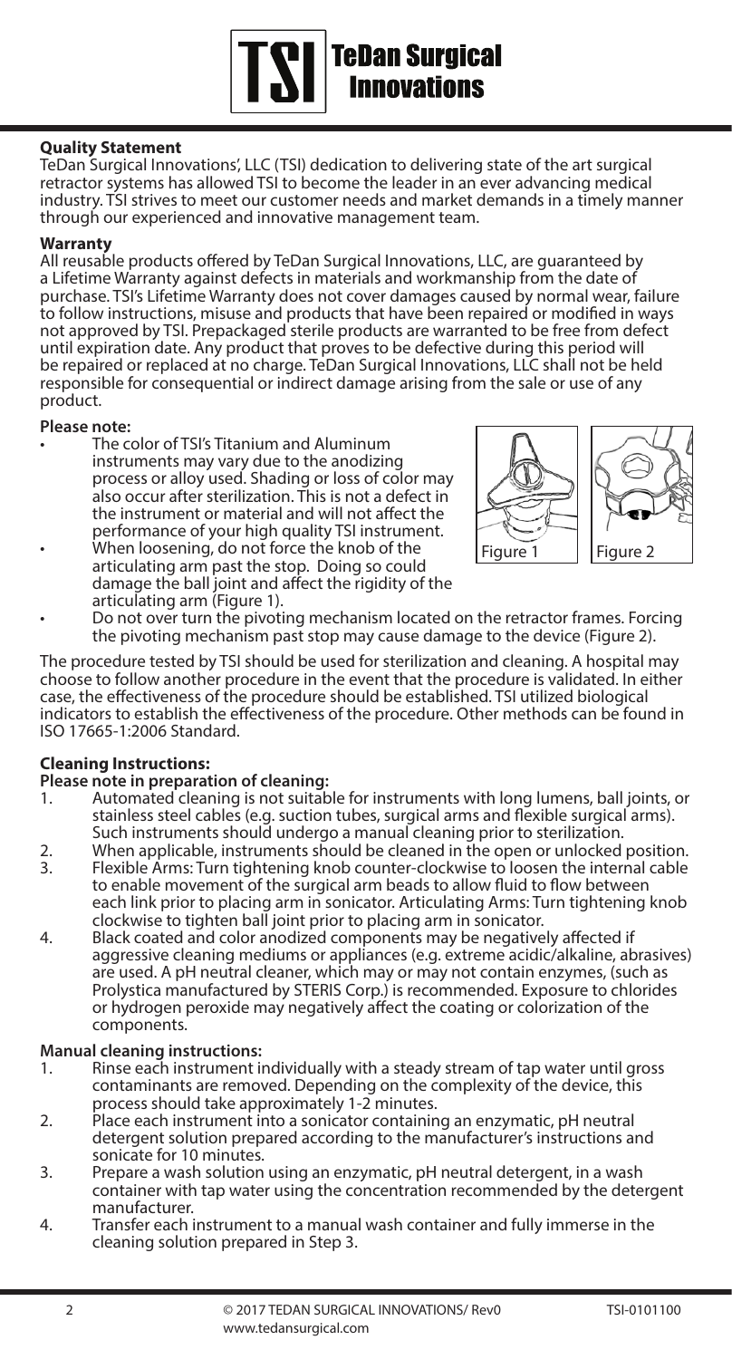## Quality Statement

TeDan Surgical Innovations', LLC (TSI) dedication to delivering state of the art surgical retractor systems has allowed TSI to become the leader in an ever advancing medical industry. TSI strives to meet our customer needs and market demands in a timely manner through our experienced and innovative management team.

## Warranty

All reusable products offered by TeDan Surgical Innovations, LLC, are guaranteed by a Lifetime Warranty against defects in materials and workmanship from the date of purchase. TSI's Lifetime Warranty does not cover damages caused by normal wear, failure to follow instructions, misuse and products that have been repaired or modified in ways not approved by TSI. Prepackaged sterile products are warranted to be free from defect until expiration date. Any product that proves to be defective during this period will be repaired or replaced at no charge. TeDan Surgical Innovations, LLC shall not be held responsible for consequential or indirect damage arising from the sale or use of any product.

**Please note:**

- The color of TSI's Titanium and Aluminum instruments may vary due to the anodizing process or alloy used. Shading or loss of color may also occur after sterilization. This is not a defect in the instrument or material and will not affect the performance of your high quality TSI instrument.
- When loosening, do not force the knob of the articulating arm past the stop. Doing so could damage the ball joint and affect the rigidity of the articulating arm (Figure 1).
- Do not over turn the pivoting mechanism located on the retractor frames. Forcing the pivoting mechanism past stop may cause damage to the device (Figure 2).

Figure 1

Figure 2

The procedure tested by TSI should be used for sterilization and cleaning. A hospital may choose to follow another procedure in the event that the procedure is validated. In either case, the effectiveness of the procedure should be established. TSI utilized biological indicators to establish the effectiveness of the procedure. Other methods can be found in ISO 17665-1:2006 Standard.

## Cleaning Instructions:

**Please note in preparation of cleaning:**

1. Automated cleaning is not suitable for instruments with long lumens, ball joints, or stainless steel cables (e.g. suction tubes, surgical arms and flexible surgical arms). Such instruments should undergo a manual cleaning prior to sterilization.
2. When applicable, instruments should be cleaned in the open or unlocked position.
3. Flexible Arms: Turn tightening knob counter-clockwise to loosen the internal cable to enable movement of the surgical arm beads to allow fluid to flow between each link prior to placing arm in sonicator. Articulating Arms: Turn tightening knob clockwise to tighten ball joint prior to placing arm in sonicator.
4. Black coated and color anodized components may be negatively affected if aggressive cleaning mediums or appliances (e.g. extreme acidic/alkaline, abrasives) are used. A pH neutral cleaner, which may or may not contain enzymes, (such as Prolystica manufactured by STERIS Corp.) is recommended. Exposure to chlorides or hydrogen peroxide may negatively affect the coating or colorization of the components.

**Manual cleaning instructions:**

1. Rinse each instrument individually with a steady stream of tap water until gross contaminants are removed. Depending on the complexity of the device, this process should take approximately 1-2 minutes.
2. Place each instrument into a sonicator containing an enzymatic, pH neutral detergent solution prepared according to the manufacturer's instructions and sonicate for 10 minutes.
3. Prepare a wash solution using an enzymatic, pH neutral detergent, in a wash container with tap water using the concentration recommended by the detergent manufacturer.
4. Transfer each instrument to a manual wash container and fully immerse in the cleaning solution prepared in Step 3.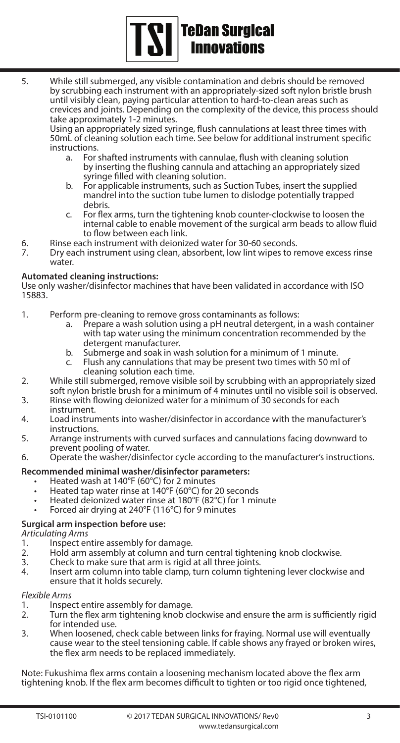5. While still submerged, any visible contamination and debris should be removed by scrubbing each instrument with an appropriately-sized soft nylon bristle brush until visibly clean, paying particular attention to hard-to-clean areas such as crevices and joints. Depending on the complexity of the device, this process should take approximately 1-2 minutes.
   Using an appropriately sized syringe, flush cannulations at least three times with 50mL of cleaning solution each time. See below for additional instrument specific instructions.
    a. For shafted instruments with cannulae, flush with cleaning solution by inserting the flushing cannula and attaching an appropriately sized syringe filled with cleaning solution.
    b. For applicable instruments, such as Suction Tubes, insert the supplied mandrel into the suction tube lumen to dislodge potentially trapped debris.
    c. For flex arms, turn the tightening knob counter-clockwise to loosen the internal cable to enable movement of the surgical arm beads to allow fluid to flow between each link.
6. Rinse each instrument with deionized water for 30-60 seconds.
7. Dry each instrument using clean, absorbent, low lint wipes to remove excess rinse water.

**Automated cleaning instructions:**
Use only washer/disinfector machines that have been validated in accordance with ISO 15883.

1. Perform pre-cleaning to remove gross contaminants as follows:
    a. Prepare a wash solution using a pH neutral detergent, in a wash container with tap water using the minimum concentration recommended by the detergent manufacturer.
    b. Submerge and soak in wash solution for a minimum of 1 minute.
    c. Flush any cannulations that may be present two times with 50 ml of cleaning solution each time.
2. While still submerged, remove visible soil by scrubbing with an appropriately sized soft nylon bristle brush for a minimum of 4 minutes until no visible soil is observed.
3. Rinse with flowing deionized water for a minimum of 30 seconds for each instrument.
4. Load instruments into washer/disinfector in accordance with the manufacturer's instructions.
5. Arrange instruments with curved surfaces and cannulations facing downward to prevent pooling of water.
6. Operate the washer/disinfector cycle according to the manufacturer's instructions.

**Recommended minimal washer/disinfector parameters:**

- Heated wash at 140°F (60°C) for 2 minutes
- Heated tap water rinse at 140°F (60°C) for 20 seconds
- Heated deionized water rinse at 180°F (82°C) for 1 minute
- Forced air drying at 240°F (116°C) for 9 minutes

**Surgical arm inspection before use:**

*Articulating Arms*

1. Inspect entire assembly for damage.
2. Hold arm assembly at column and turn central tightening knob clockwise.
3. Check to make sure that arm is rigid at all three joints.
4. Insert arm column into table clamp, turn column tightening lever clockwise and ensure that it holds securely.

*Flexible Arms*

1. Inspect entire assembly for damage.
2. Turn the flex arm tightening knob clockwise and ensure the arm is sufficiently rigid for intended use.
3. When loosened, check cable between links for fraying. Normal use will eventually cause wear to the steel tensioning cable. If cable shows any frayed or broken wires, the flex arm needs to be replaced immediately.

Note: Fukushima flex arms contain a loosening mechanism located above the flex arm tightening knob. If the flex arm becomes difficult to tighten or too rigid once tightened,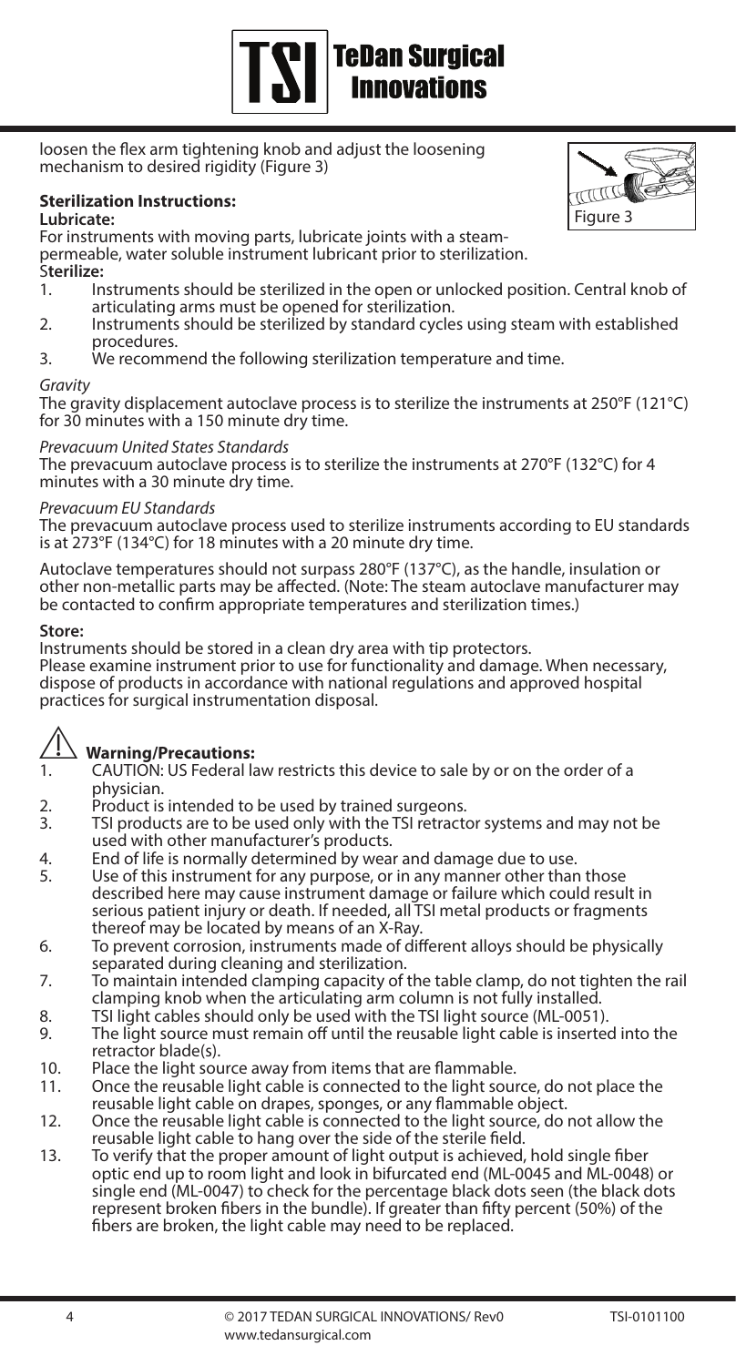loosen the flex arm tightening knob and adjust the loosening mechanism to desired rigidity (Figure 3)

Figure 3

**Sterilization Instructions:**

**Lubricate:**

For instruments with moving parts, lubricate joints with a steam-permeable, water soluble instrument lubricant prior to sterilization.

**Sterilize:**

1. Instruments should be sterilized in the open or unlocked position. Central knob of articulating arms must be opened for sterilization.
2. Instruments should be sterilized by standard cycles using steam with established procedures.
3. We recommend the following sterilization temperature and time.

*Gravity*

The gravity displacement autoclave process is to sterilize the instruments at 250°F (121°C) for 30 minutes with a 150 minute dry time.

*Prevacuum United States Standards*

The prevacuum autoclave process is to sterilize the instruments at 270°F (132°C) for 4 minutes with a 30 minute dry time.

*Prevacuum EU Standards*

The prevacuum autoclave process used to sterilize instruments according to EU standards is at 273°F (134°C) for 18 minutes with a 20 minute dry time.

Autoclave temperatures should not surpass 280°F (137°C), as the handle, insulation or other non-metallic parts may be affected. (Note: The steam autoclave manufacturer may be contacted to confirm appropriate temperatures and sterilization times.)

**Store:**

Instruments should be stored in a clean dry area with tip protectors.
Please examine instrument prior to use for functionality and damage. When necessary, dispose of products in accordance with national regulations and approved hospital practices for surgical instrumentation disposal.

**Warning/Precautions:**

1. CAUTION: US Federal law restricts this device to sale by or on the order of a physician.
2. Product is intended to be used by trained surgeons.
3. TSI products are to be used only with the TSI retractor systems and may not be used with other manufacturer's products.
4. End of life is normally determined by wear and damage due to use.
5. Use of this instrument for any purpose, or in any manner other than those described here may cause instrument damage or failure which could result in serious patient injury or death. If needed, all TSI metal products or fragments thereof may be located by means of an X-Ray.
6. To prevent corrosion, instruments made of different alloys should be physically separated during cleaning and sterilization.
7. To maintain intended clamping capacity of the table clamp, do not tighten the rail clamping knob when the articulating arm column is not fully installed.
8. TSI light cables should only be used with the TSI light source (ML-0051).
9. The light source must remain off until the reusable light cable is inserted into the retractor blade(s).
10. Place the light source away from items that are flammable.
11. Once the reusable light cable is connected to the light source, do not place the reusable light cable on drapes, sponges, or any flammable object.
12. Once the reusable light cable is connected to the light source, do not allow the reusable light cable to hang over the side of the sterile field.
13. To verify that the proper amount of light output is achieved, hold single fiber optic end up to room light and look in bifurcated end (ML-0045 and ML-0048) or single end (ML-0047) to check for the percentage black dots seen (the black dots represent broken fibers in the bundle). If greater than fifty percent (50%) of the fibers are broken, the light cable may need to be replaced.